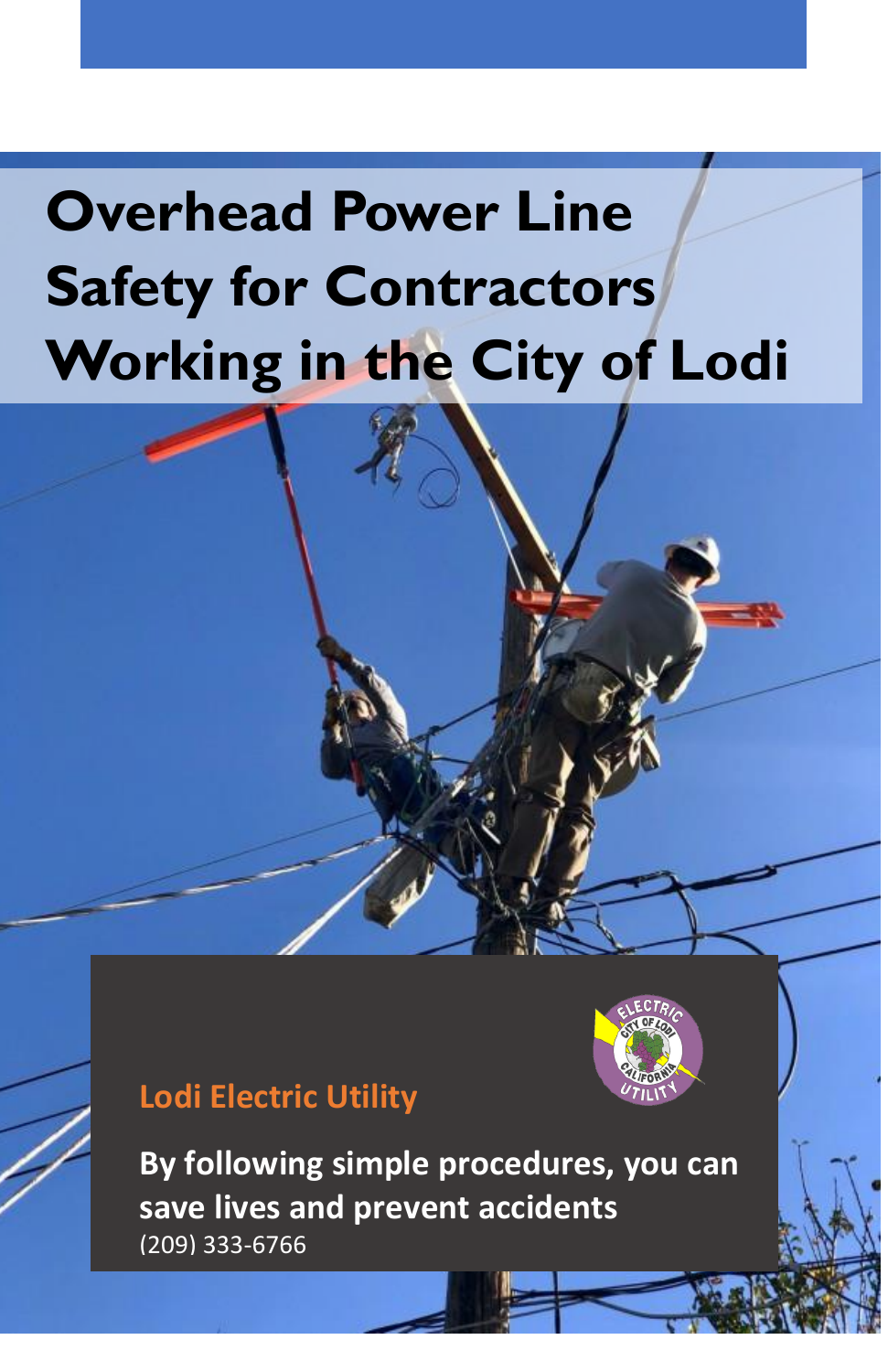# Overhead Power Line Safety for Contractors Working in the City of Lodi

**Lodi Electric Utility**

**By following simple procedures, you can save lives and prevent accidents**

(209) 333-6766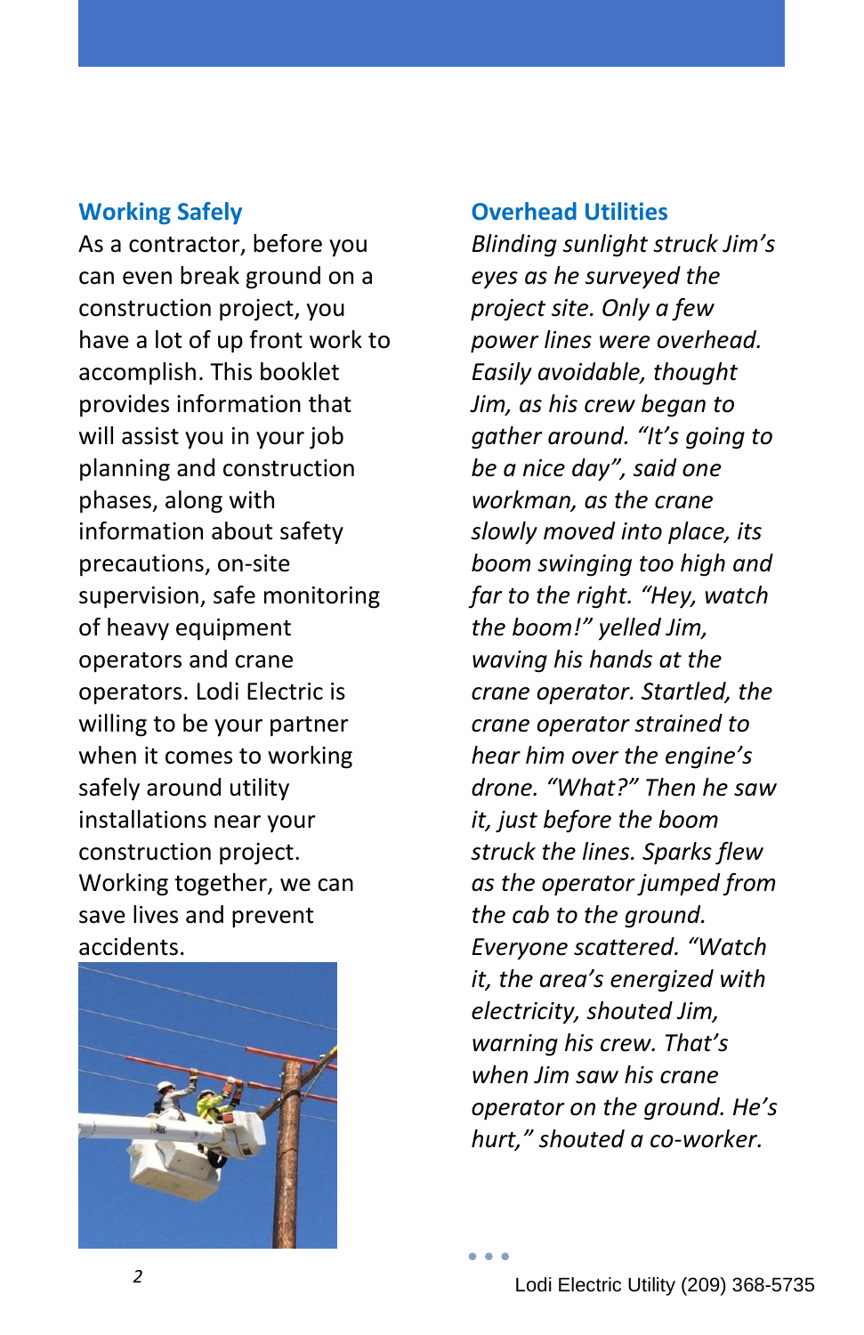## Working Safely

As a contractor, before you can even break ground on a construction project, you have a lot of up front work to accomplish. This booklet provides information that will assist you in your job planning and construction phases, along with information about safety precautions, on-site supervision, safe monitoring of heavy equipment operators and crane operators. Lodi Electric is willing to be your partner when it comes to working safely around utility installations near your construction project. Working together, we can save lives and prevent accidents.

## Overhead Utilities

*Blinding sunlight struck Jim's eyes as he surveyed the project site. Only a few power lines were overhead. Easily avoidable, thought Jim, as his crew began to gather around. "It's going to be a nice day", said one workman, as the crane slowly moved into place, its boom swinging too high and far to the right. "Hey, watch the boom!" yelled Jim, waving his hands at the crane operator. Startled, the crane operator strained to hear him over the engine's drone. "What?" Then he saw it, just before the boom struck the lines. Sparks flew as the operator jumped from the cab to the ground. Everyone scattered. "Watch it, the area's energized with electricity, shouted Jim, warning his crew. That's when Jim saw his crane operator on the ground. He's hurt," shouted a co-worker.*

• • •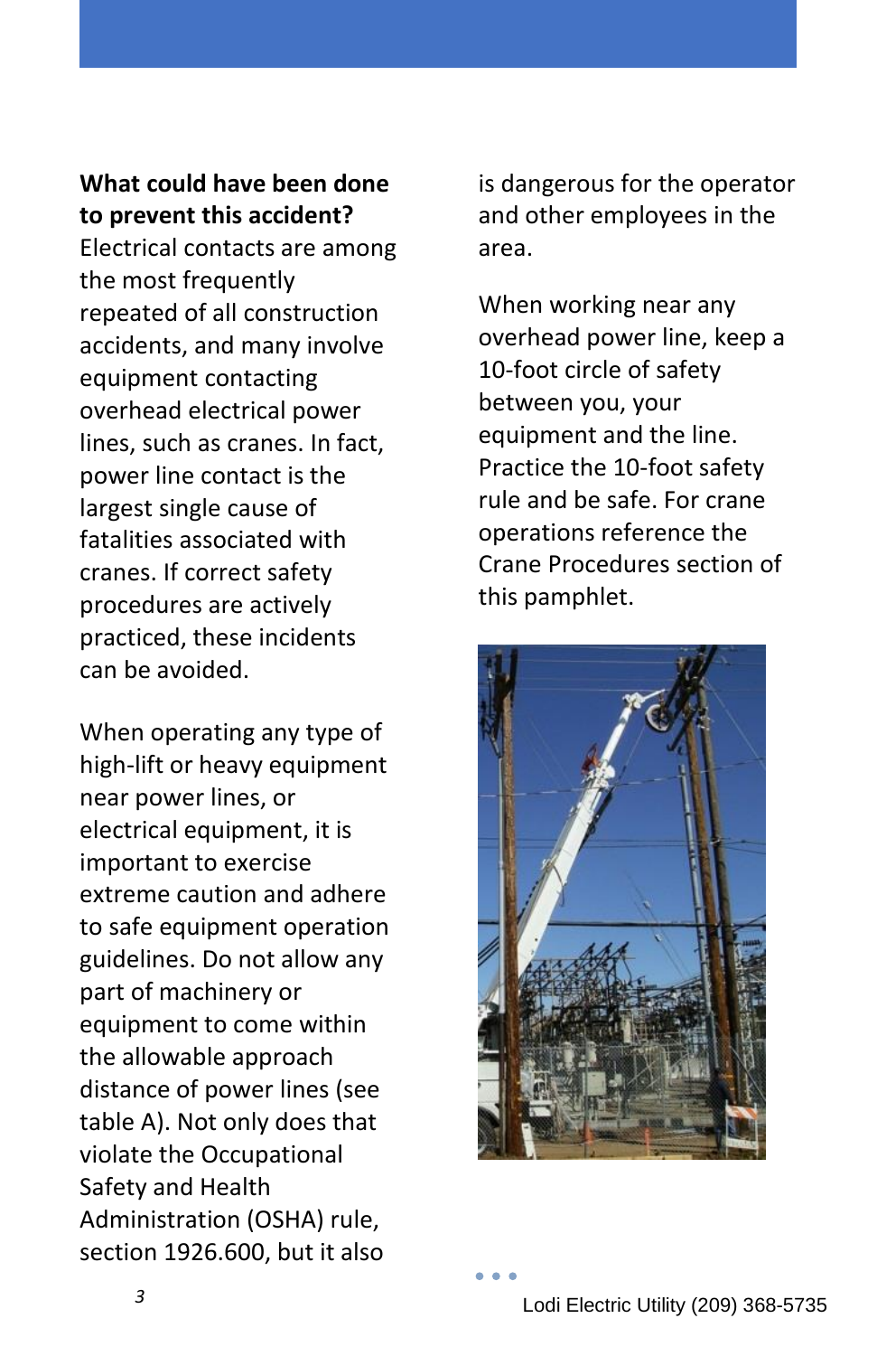**What could have been done to prevent this accident?**
Electrical contacts are among the most frequently repeated of all construction accidents, and many involve equipment contacting overhead electrical power lines, such as cranes. In fact, power line contact is the largest single cause of fatalities associated with cranes. If correct safety procedures are actively practiced, these incidents can be avoided.

When operating any type of high-lift or heavy equipment near power lines, or electrical equipment, it is important to exercise extreme caution and adhere to safe equipment operation guidelines. Do not allow any part of machinery or equipment to come within the allowable approach distance of power lines (see table A). Not only does that violate the Occupational Safety and Health Administration (OSHA) rule, section 1926.600, but it also is dangerous for the operator and other employees in the area.

When working near any overhead power line, keep a 10-foot circle of safety between you, your equipment and the line. Practice the 10-foot safety rule and be safe. For crane operations reference the Crane Procedures section of this pamphlet.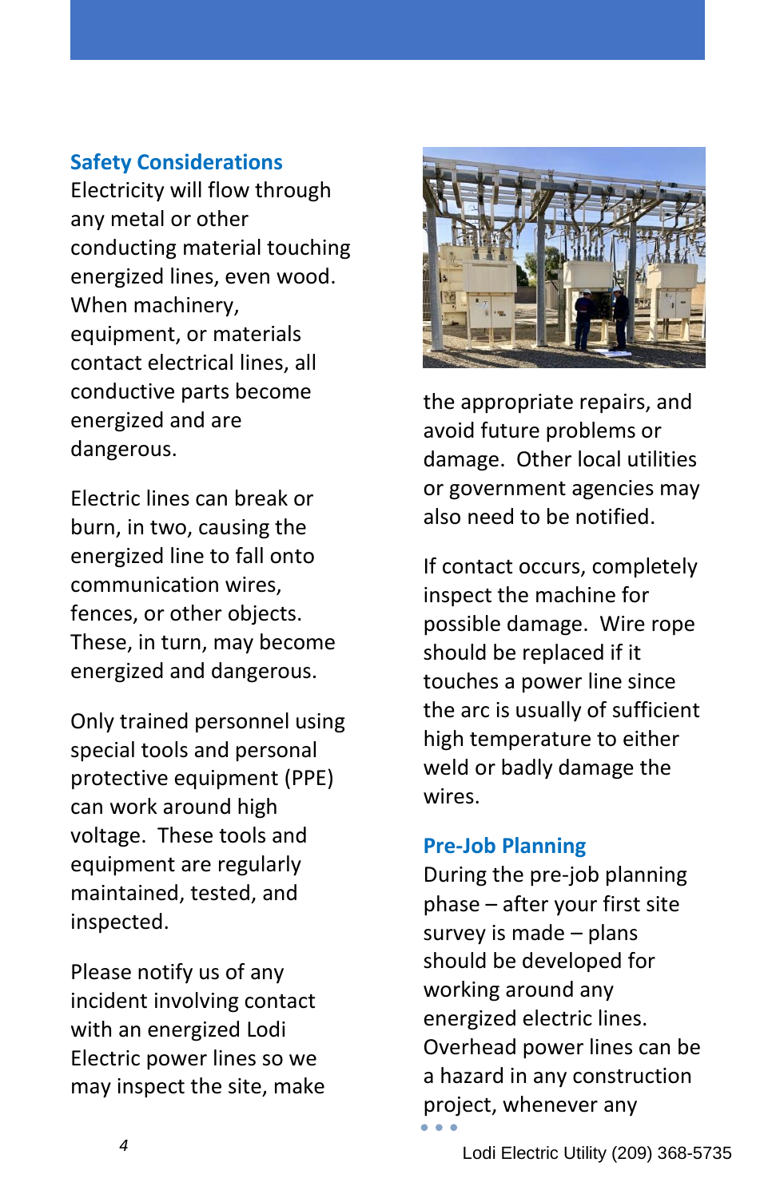## Safety Considerations

Electricity will flow through any metal or other conducting material touching energized lines, even wood. When machinery, equipment, or materials contact electrical lines, all conductive parts become energized and are dangerous.

Electric lines can break or burn, in two, causing the energized line to fall onto communication wires, fences, or other objects. These, in turn, may become energized and dangerous.

Only trained personnel using special tools and personal protective equipment (PPE) can work around high voltage. These tools and equipment are regularly maintained, tested, and inspected.

Please notify us of any incident involving contact with an energized Lodi Electric power lines so we may inspect the site, make the appropriate repairs, and avoid future problems or damage. Other local utilities or government agencies may also need to be notified.

If contact occurs, completely inspect the machine for possible damage. Wire rope should be replaced if it touches a power line since the arc is usually of sufficient high temperature to either weld or badly damage the wires.

## Pre-Job Planning

During the pre-job planning phase – after your first site survey is made – plans should be developed for working around any energized electric lines. Overhead power lines can be a hazard in any construction project, whenever any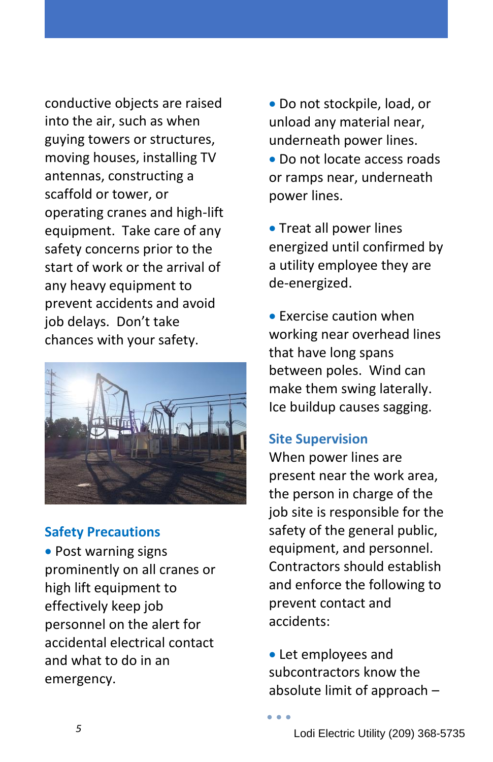conductive objects are raised into the air, such as when guying towers or structures, moving houses, installing TV antennas, constructing a scaffold or tower, or operating cranes and high-lift equipment. Take care of any safety concerns prior to the start of work or the arrival of any heavy equipment to prevent accidents and avoid job delays. Don't take chances with your safety.

### Safety Precautions

- Post warning signs prominently on all cranes or high lift equipment to effectively keep job personnel on the alert for accidental electrical contact and what to do in an emergency.
- Do not stockpile, load, or unload any material near, underneath power lines.
- Do not locate access roads or ramps near, underneath power lines.
- Treat all power lines energized until confirmed by a utility employee they are de-energized.
- Exercise caution when working near overhead lines that have long spans between poles. Wind can make them swing laterally. Ice buildup causes sagging.

### Site Supervision

When power lines are present near the work area, the person in charge of the job site is responsible for the safety of the general public, equipment, and personnel. Contractors should establish and enforce the following to prevent contact and accidents:

- Let employees and subcontractors know the absolute limit of approach –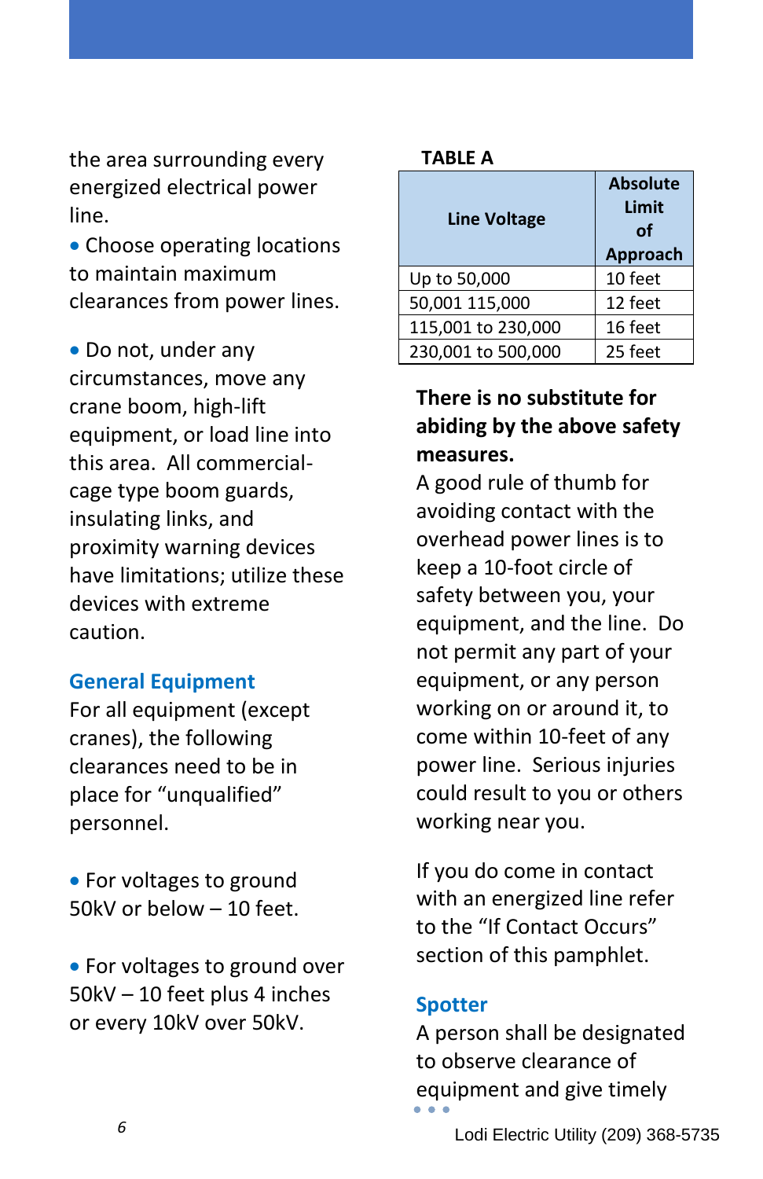the area surrounding every energized electrical power line.

- Choose operating locations to maintain maximum clearances from power lines.

- Do not, under any circumstances, move any crane boom, high-lift equipment, or load line into this area. All commercial-cage type boom guards, insulating links, and proximity warning devices have limitations; utilize these devices with extreme caution.

### General Equipment

For all equipment (except cranes), the following clearances need to be in place for “unqualified” personnel.

- For voltages to ground 50kV or below – 10 feet.

- For voltages to ground over 50kV – 10 feet plus 4 inches or every 10kV over 50kV.

**TABLE A**

| Line Voltage | Absolute Limit of Approach |
|---|---|
| Up to 50,000 | 10 feet |
| 50,001 115,000 | 12 feet |
| 115,001 to 230,000 | 16 feet |
| 230,001 to 500,000 | 25 feet |

**There is no substitute for abiding by the above safety measures.**

A good rule of thumb for avoiding contact with the overhead power lines is to keep a 10-foot circle of safety between you, your equipment, and the line. Do not permit any part of your equipment, or any person working on or around it, to come within 10-feet of any power line. Serious injuries could result to you or others working near you.

If you do come in contact with an energized line refer to the “If Contact Occurs” section of this pamphlet.

### Spotter

A person shall be designated to observe clearance of equipment and give timely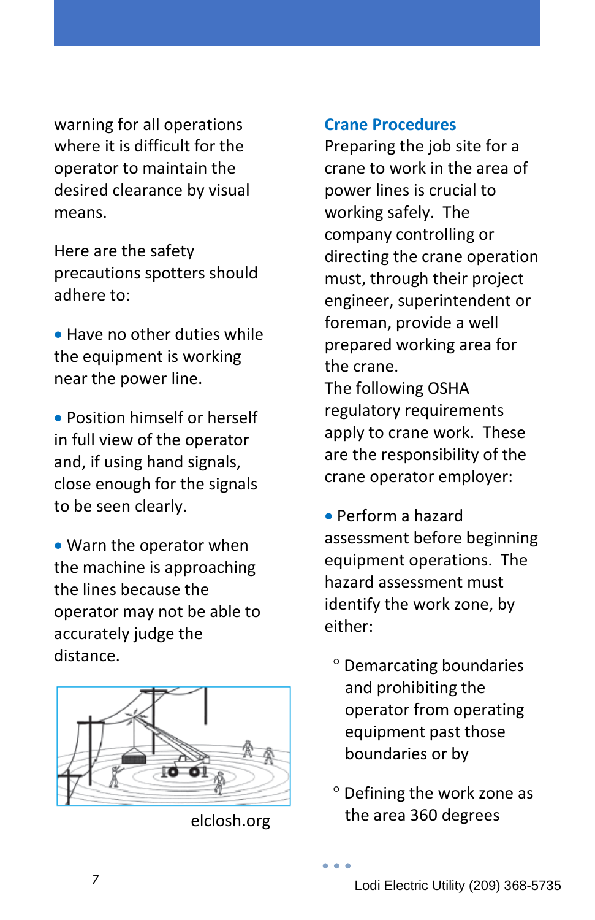warning for all operations where it is difficult for the operator to maintain the desired clearance by visual means.

Here are the safety precautions spotters should adhere to:

- Have no other duties while the equipment is working near the power line.
- Position himself or herself in full view of the operator and, if using hand signals, close enough for the signals to be seen clearly.
- Warn the operator when the machine is approaching the lines because the operator may not be able to accurately judge the distance.

elclosh.org

### Crane Procedures

Preparing the job site for a crane to work in the area of power lines is crucial to working safely. The company controlling or directing the crane operation must, through their project engineer, superintendent or foreman, provide a well prepared working area for the crane.

The following OSHA regulatory requirements apply to crane work. These are the responsibility of the crane operator employer:

- Perform a hazard assessment before beginning equipment operations. The hazard assessment must identify the work zone, by either:
  - Demarcating boundaries and prohibiting the operator from operating equipment past those boundaries or by
  - Defining the work zone as the area 360 degrees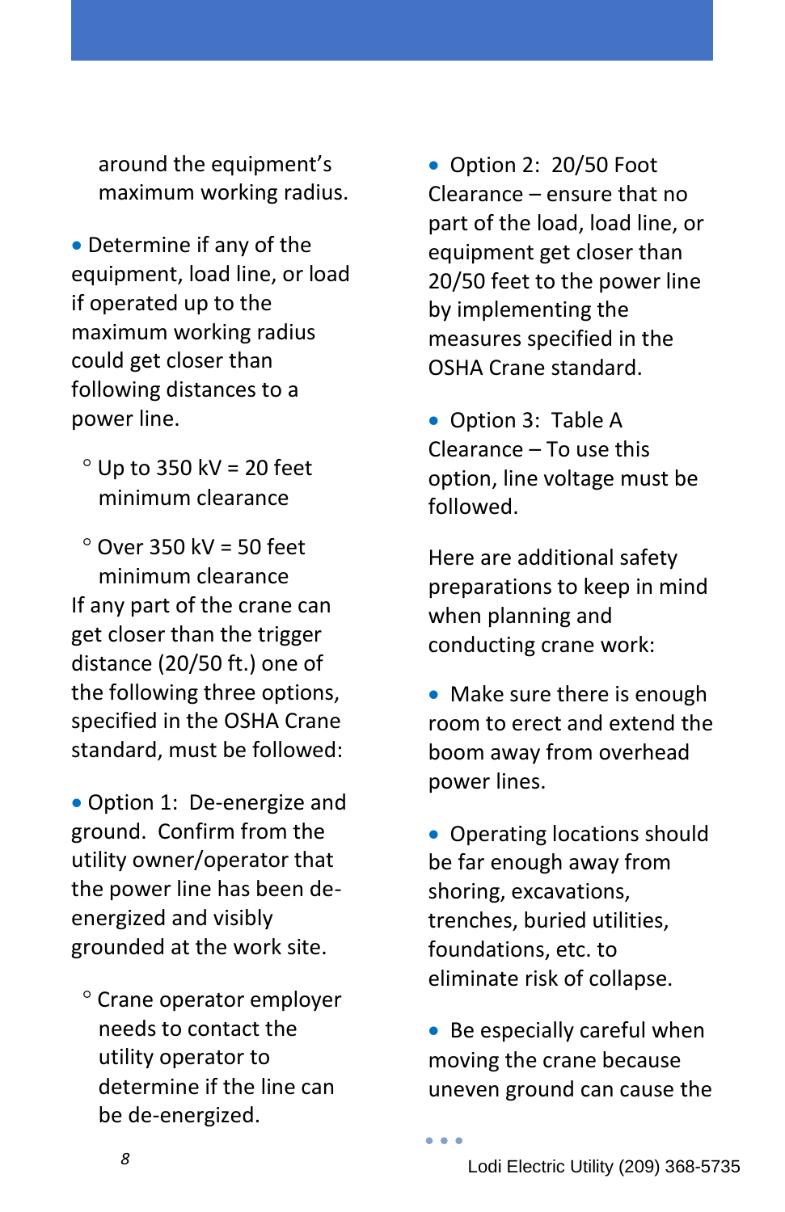around the equipment's maximum working radius.

- Determine if any of the equipment, load line, or load if operated up to the maximum working radius could get closer than following distances to a power line.
  - Up to 350 kV = 20 feet minimum clearance
  - Over 350 kV = 50 feet minimum clearance

If any part of the crane can get closer than the trigger distance (20/50 ft.) one of the following three options, specified in the OSHA Crane standard, must be followed:

- Option 1: De-energize and ground. Confirm from the utility owner/operator that the power line has been de-energized and visibly grounded at the work site.
  - Crane operator employer needs to contact the utility operator to determine if the line can be de-energized.
- Option 2: 20/50 Foot Clearance – ensure that no part of the load, load line, or equipment get closer than 20/50 feet to the power line by implementing the measures specified in the OSHA Crane standard.
- Option 3: Table A Clearance – To use this option, line voltage must be followed.

Here are additional safety preparations to keep in mind when planning and conducting crane work:

- Make sure there is enough room to erect and extend the boom away from overhead power lines.
- Operating locations should be far enough away from shoring, excavations, trenches, buried utilities, foundations, etc. to eliminate risk of collapse.
- Be especially careful when moving the crane because uneven ground can cause the

Lodi Electric Utility (209) 368-5735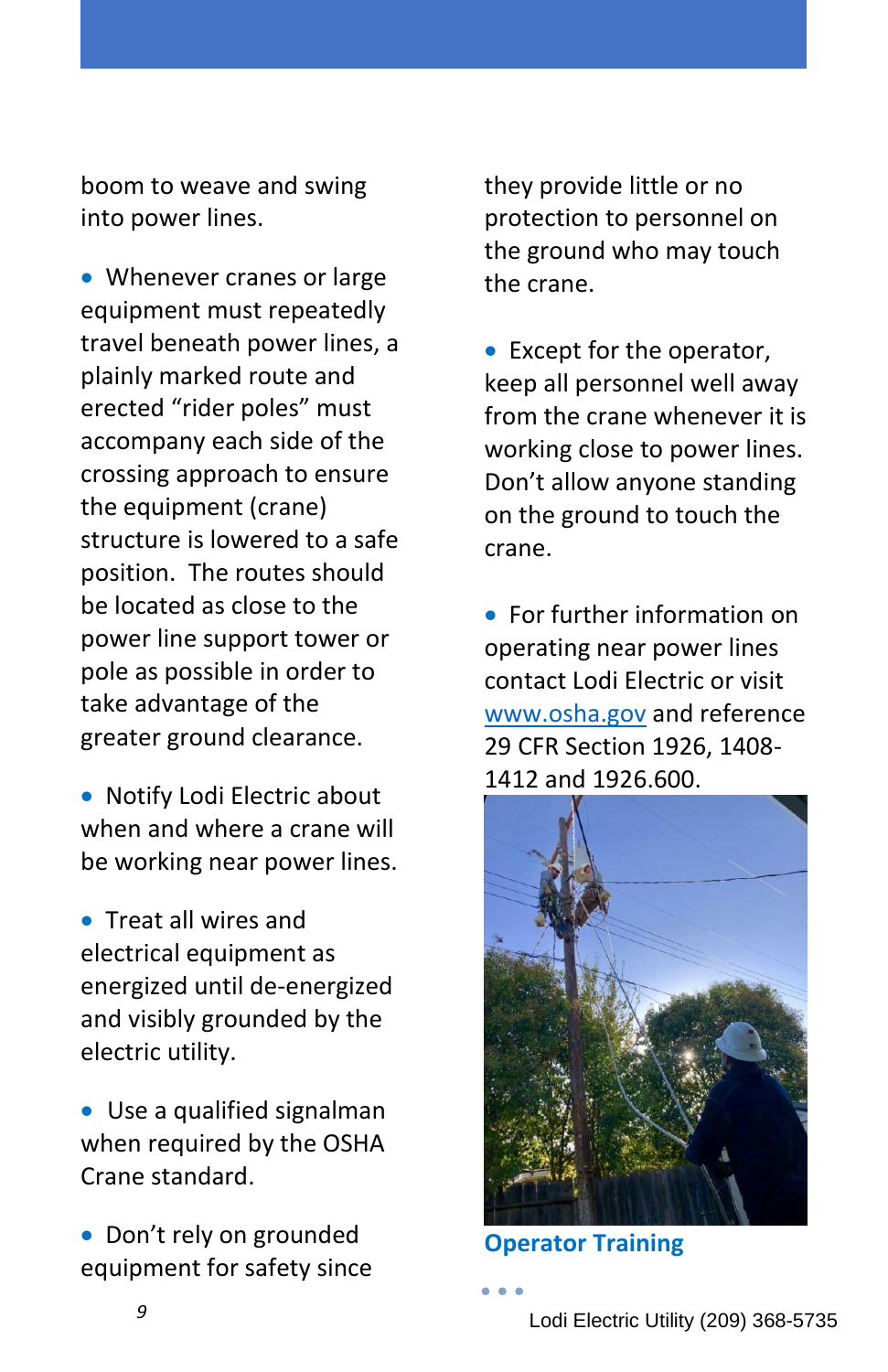boom to weave and swing into power lines.

- Whenever cranes or large equipment must repeatedly travel beneath power lines, a plainly marked route and erected "rider poles" must accompany each side of the crossing approach to ensure the equipment (crane) structure is lowered to a safe position. The routes should be located as close to the power line support tower or pole as possible in order to take advantage of the greater ground clearance.

- Notify Lodi Electric about when and where a crane will be working near power lines.

- Treat all wires and electrical equipment as energized until de-energized and visibly grounded by the electric utility.

- Use a qualified signalman when required by the OSHA Crane standard.

- Don't rely on grounded equipment for safety since they provide little or no protection to personnel on the ground who may touch the crane.

- Except for the operator, keep all personnel well away from the crane whenever it is working close to power lines. Don't allow anyone standing on the ground to touch the crane.

- For further information on operating near power lines contact Lodi Electric or visit [www.osha.gov](http://www.osha.gov) and reference 29 CFR Section 1926, 1408-1412 and 1926.600.

## Operator Training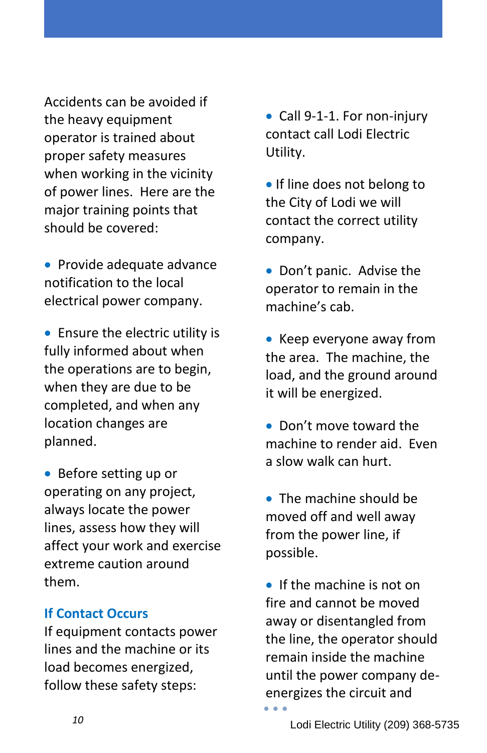Accidents can be avoided if the heavy equipment operator is trained about proper safety measures when working in the vicinity of power lines. Here are the major training points that should be covered:

- Provide adequate advance notification to the local electrical power company.
- Ensure the electric utility is fully informed about when the operations are to begin, when they are due to be completed, and when any location changes are planned.
- Before setting up or operating on any project, always locate the power lines, assess how they will affect your work and exercise extreme caution around them.

### If Contact Occurs

If equipment contacts power lines and the machine or its load becomes energized, follow these safety steps:

- Call 9-1-1. For non-injury contact call Lodi Electric Utility.
- If line does not belong to the City of Lodi we will contact the correct utility company.
- Don't panic. Advise the operator to remain in the machine's cab.
- Keep everyone away from the area. The machine, the load, and the ground around it will be energized.
- Don't move toward the machine to render aid. Even a slow walk can hurt.
- The machine should be moved off and well away from the power line, if possible.
- If the machine is not on fire and cannot be moved away or disentangled from the line, the operator should remain inside the machine until the power company de-energizes the circuit and

• • •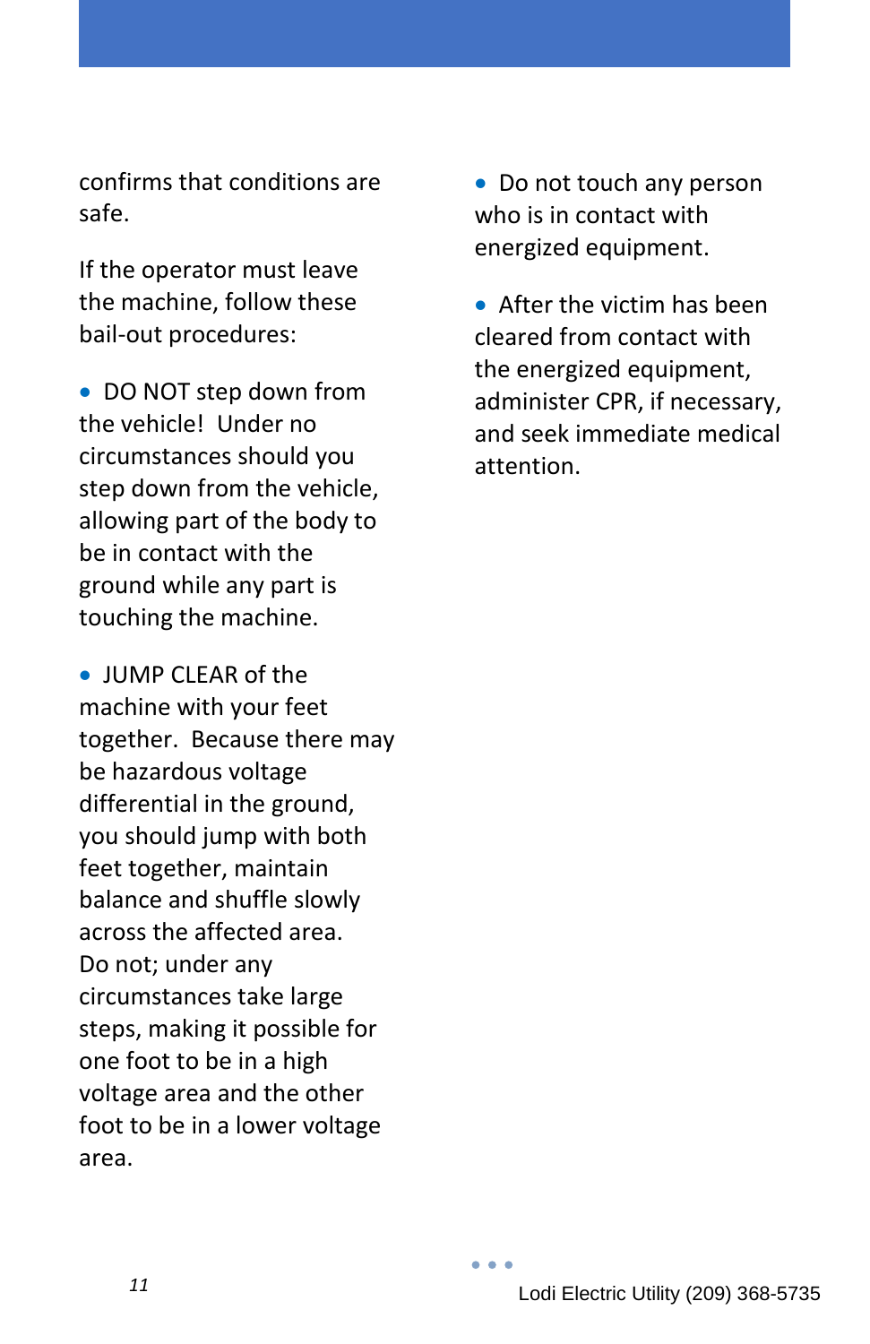confirms that conditions are safe.

If the operator must leave the machine, follow these bail-out procedures:

- DO NOT step down from the vehicle! Under no circumstances should you step down from the vehicle, allowing part of the body to be in contact with the ground while any part is touching the machine.
- JUMP CLEAR of the machine with your feet together. Because there may be hazardous voltage differential in the ground, you should jump with both feet together, maintain balance and shuffle slowly across the affected area. Do not; under any circumstances take large steps, making it possible for one foot to be in a high voltage area and the other foot to be in a lower voltage area.
- Do not touch any person who is in contact with energized equipment.
- After the victim has been cleared from contact with the energized equipment, administer CPR, if necessary, and seek immediate medical attention.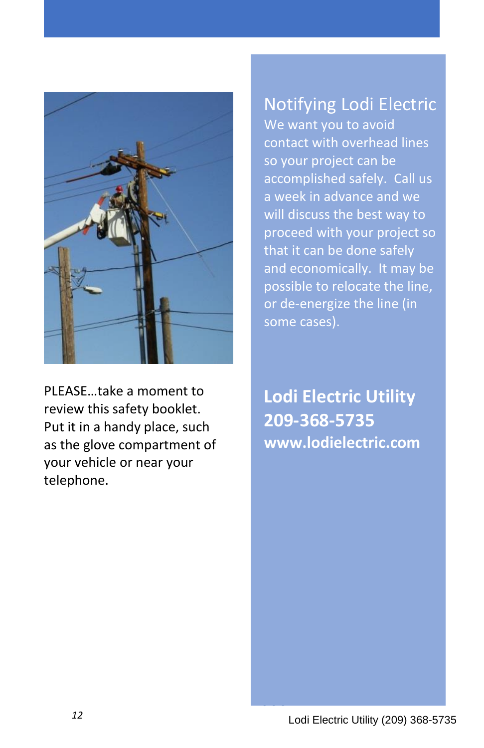PLEASE…take a moment to review this safety booklet. Put it in a handy place, such as the glove compartment of your vehicle or near your telephone.

## Notifying Lodi Electric

We want you to avoid contact with overhead lines so your project can be accomplished safely. Call us a week in advance and we will discuss the best way to proceed with your project so that it can be done safely and economically. It may be possible to relocate the line, or de-energize the line (in some cases).

**Lodi Electric Utility**
**209-368-5735**
**www.lodielectric.com**